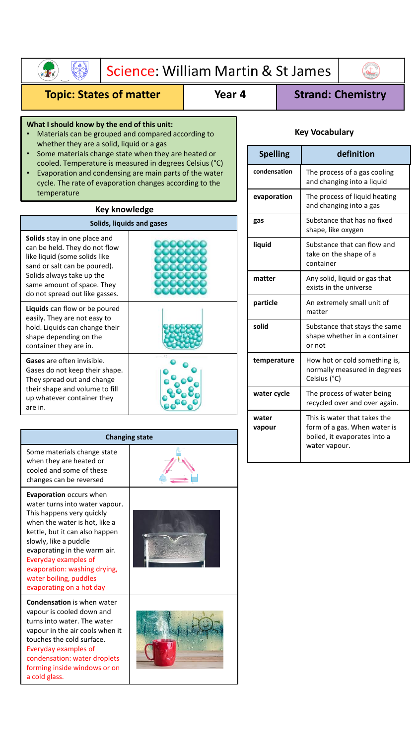# Science: William Martin & St James

**Topic: States of matter** | **Year 4** | **Strand: Chemistry**

**What I should know by the end of this unit:**

- Materials can be grouped and compared according to whether they are a solid, liquid or a gas
- Some materials change state when they are heated or cooled. Temperature is measured in degrees Celsius (°C)
- Evaporation and condensing are main parts of the water cycle. The rate of evaporation changes according to the temperature

## Key knowledge

### Solids, liquids and gases

**Solids** stay in one place and can be held. They do not flow like liquid (some solids like sand or salt can be poured). Solids always take up the same amount of space. They do not spread out like gasses.

**Liquids** can flow or be poured easily. They are not easy to hold. Liquids can change their shape depending on the container they are in.

**Gases** are often invisible. Gases do not keep their shape. They spread out and change their shape and volume to fill up whatever container they are in.

### Changing state

Some materials change state when they are heated or cooled and some of these changes can be reversed

**Evaporation** occurs when water turns into water vapour. This happens very quickly when the water is hot, like a kettle, but it can also happen slowly, like a puddle evaporating in the warm air. Everyday examples of evaporation: washing drying, water boiling, puddles evaporating on a hot day

**Condensation** is when water vapour is cooled down and turns into water. The water vapour in the air cools when it touches the cold surface. Everyday examples of condensation: water droplets forming inside windows or on a cold glass.

## Key Vocabulary

| Spelling | definition |
|---|---|
| **condensation** | The process of a gas cooling and changing into a liquid |
| **evaporation** | The process of liquid heating and changing into a gas |
| **gas** | Substance that has no fixed shape, like oxygen |
| **liquid** | Substance that can flow and take on the shape of a container |
| **matter** | Any solid, liquid or gas that exists in the universe |
| **particle** | An extremely small unit of matter |
| **solid** | Substance that stays the same shape whether in a container or not |
| **temperature** | How hot or cold something is, normally measured in degrees Celsius (°C) |
| **water cycle** | The process of water being recycled over and over again. |
| **water vapour** | This is water that takes the form of a gas. When water is boiled, it evaporates into a water vapour. |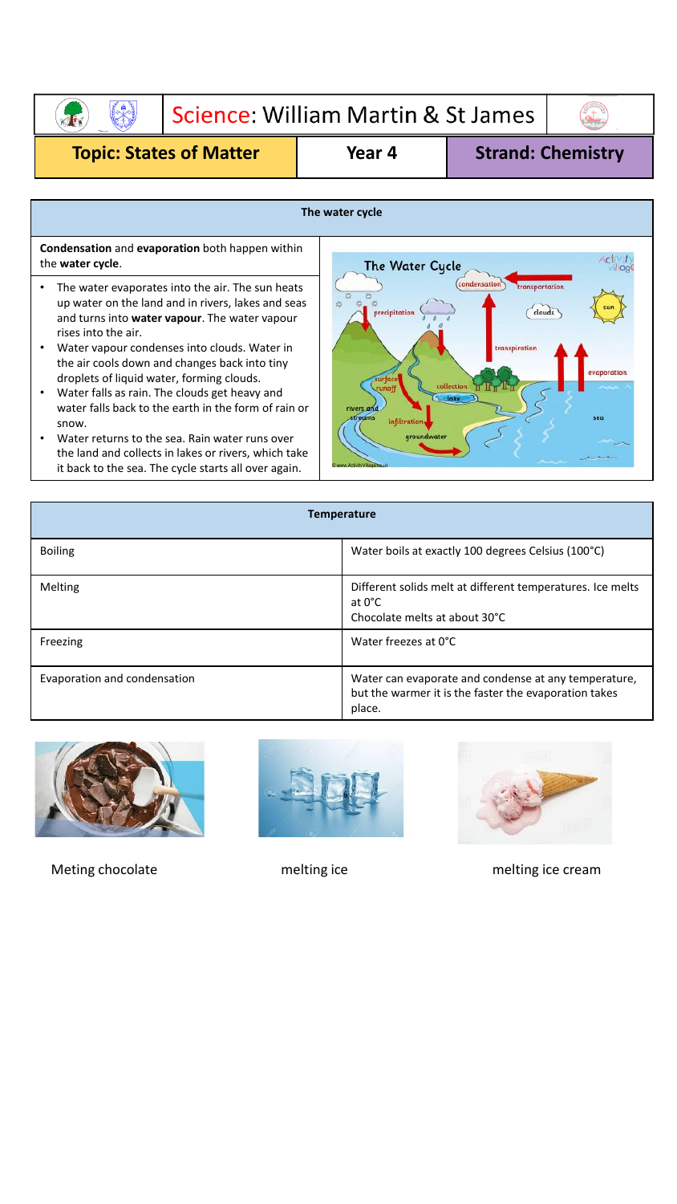# Science: William Martin & St James

| Topic: States of Matter | Year 4 | Strand: Chemistry |
| --- | --- | --- |

## The water cycle

**Condensation** and **evaporation** both happen within the **water cycle**.

- The water evaporates into the air. The sun heats up water on the land and in rivers, lakes and seas and turns into **water vapour**. The water vapour rises into the air.
- Water vapour condenses into clouds. Water in the air cools down and changes back into tiny droplets of liquid water, forming clouds.
- Water falls as rain. The clouds get heavy and water falls back to the earth in the form of rain or snow.
- Water returns to the sea. Rain water runs over the land and collects in lakes or rivers, which take it back to the sea. The cycle starts all over again.

| Temperature | |
| --- | --- |
| Boiling | Water boils at exactly 100 degrees Celsius (100°C) |
| Melting | Different solids melt at different temperatures. Ice melts at 0°C<br>Chocolate melts at about 30°C |
| Freezing | Water freezes at 0°C |
| Evaporation and condensation | Water can evaporate and condense at any temperature, but the warmer it is the faster the evaporation takes place. |

Meting chocolate

melting ice

melting ice cream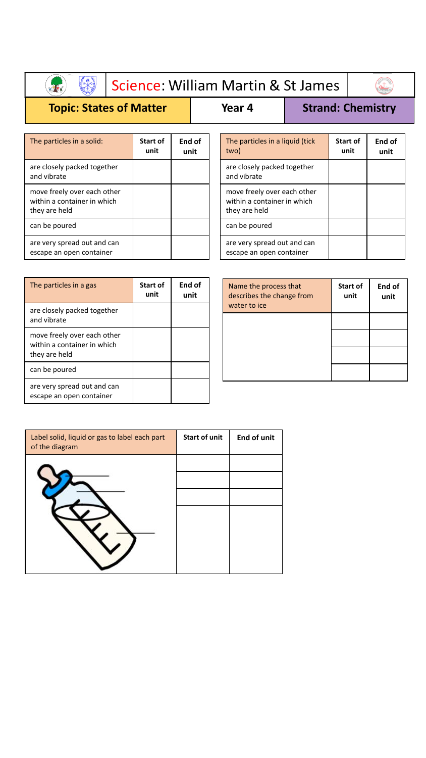# Science: William Martin & St James

**Topic: States of Matter** | **Year 4** | **Strand: Chemistry**

| The particles in a solid: | Start of unit | End of unit |
|---|---|---|
| are closely packed together and vibrate | | |
| move freely over each other within a container in which they are held | | |
| can be poured | | |
| are very spread out and can escape an open container | | |

| The particles in a liquid (tick two) | Start of unit | End of unit |
|---|---|---|
| are closely packed together and vibrate | | |
| move freely over each other within a container in which they are held | | |
| can be poured | | |
| are very spread out and can escape an open container | | |

| The particles in a gas | Start of unit | End of unit |
|---|---|---|
| are closely packed together and vibrate | | |
| move freely over each other within a container in which they are held | | |
| can be poured | | |
| are very spread out and can escape an open container | | |

| Name the process that describes the change from water to ice | Start of unit | End of unit |
|---|---|---|
| | | |
| | | |
| | | |
| | | |

| Label solid, liquid or gas to label each part of the diagram | Start of unit | End of unit |
|---|---|---|
| | | |
| | | |
| | | |
| | | |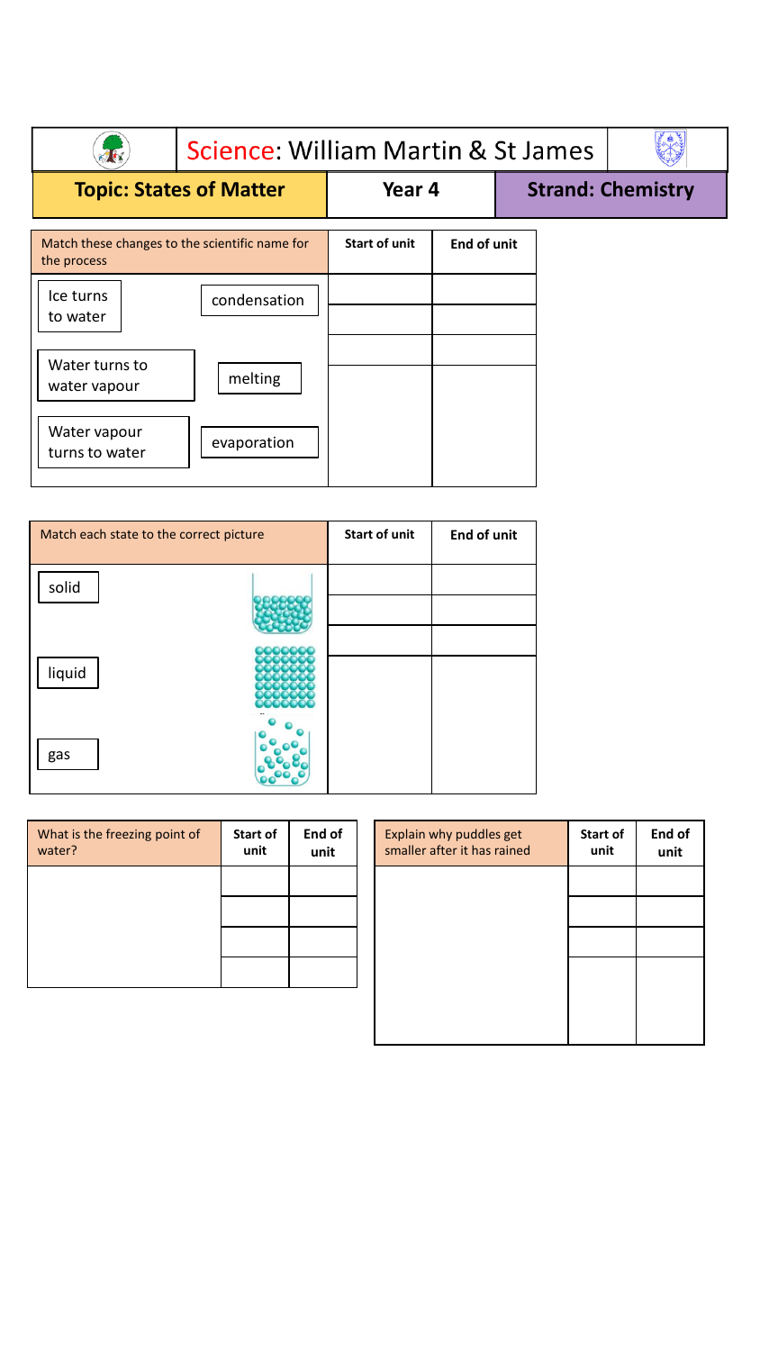| Science: William Martin & St James | | |
|---|---|---|
| **Topic: States of Matter** | **Year 4** | **Strand: Chemistry** |

| Match these changes to the scientific name for the process | | Start of unit | End of unit |
|---|---|---|---|
| Ice turns to water | condensation | | |
| Water turns to water vapour | melting | | |
| Water vapour turns to water | evaporation | | |

| Match each state to the correct picture | Start of unit | End of unit |
|---|---|---|
| solid | | |
| liquid | | |
| gas | | |

| What is the freezing point of water? | Start of unit | End of unit |
|---|---|---|
| | | |
| | | |
| | | |
| | | |

| Explain why puddles get smaller after it has rained | Start of unit | End of unit |
|---|---|---|
| | | |
| | | |
| | | |
| | | |